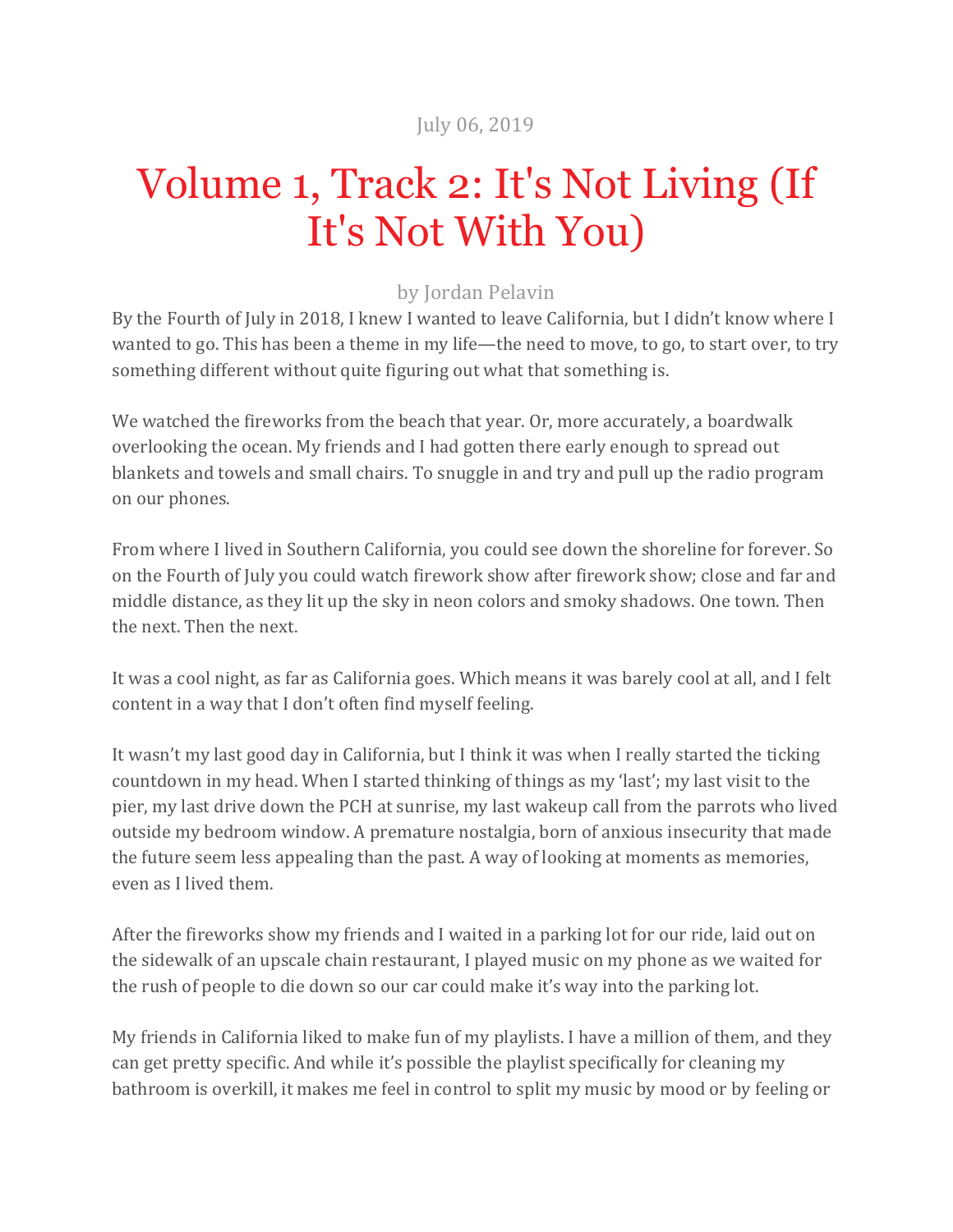July 06, 2019

# Volume 1, Track 2: It's Not Living (If It's Not With You)

by Jordan Pelavin

By the Fourth of July in 2018, I knew I wanted to leave California, but I didn't know where I wanted to go. This has been a theme in my life—the need to move, to go, to start over, to try something different without quite figuring out what that something is.

We watched the fireworks from the beach that year. Or, more accurately, a boardwalk overlooking the ocean. My friends and I had gotten there early enough to spread out blankets and towels and small chairs. To snuggle in and try and pull up the radio program on our phones.

From where I lived in Southern California, you could see down the shoreline for forever. So on the Fourth of July you could watch firework show after firework show; close and far and middle distance, as they lit up the sky in neon colors and smoky shadows. One town. Then the next. Then the next.

It was a cool night, as far as California goes. Which means it was barely cool at all, and I felt content in a way that I don't often find myself feeling.

It wasn't my last good day in California, but I think it was when I really started the ticking countdown in my head. When I started thinking of things as my 'last'; my last visit to the pier, my last drive down the PCH at sunrise, my last wakeup call from the parrots who lived outside my bedroom window. A premature nostalgia, born of anxious insecurity that made the future seem less appealing than the past. A way of looking at moments as memories, even as I lived them.

After the fireworks show my friends and I waited in a parking lot for our ride, laid out on the sidewalk of an upscale chain restaurant, I played music on my phone as we waited for the rush of people to die down so our car could make it's way into the parking lot.

My friends in California liked to make fun of my playlists. I have a million of them, and they can get pretty specific. And while it's possible the playlist specifically for cleaning my bathroom is overkill, it makes me feel in control to split my music by mood or by feeling or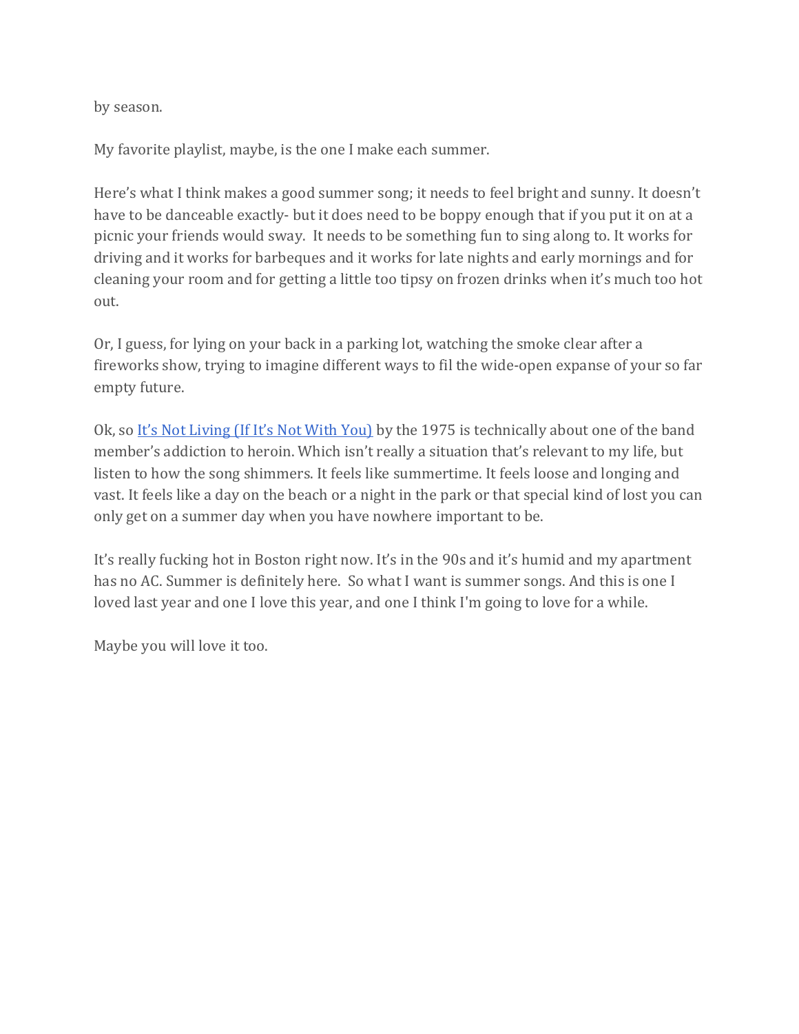by season.

My favorite playlist, maybe, is the one I make each summer.

Here's what I think makes a good summer song; it needs to feel bright and sunny. It doesn't have to be danceable exactly- but it does need to be boppy enough that if you put it on at a picnic your friends would sway.  It needs to be something fun to sing along to. It works for driving and it works for barbeques and it works for late nights and early mornings and for cleaning your room and for getting a little too tipsy on frozen drinks when it's much too hot out.

Or, I guess, for lying on your back in a parking lot, watching the smoke clear after a fireworks show, trying to imagine different ways to fil the wide-open expanse of your so far empty future.

Ok, so It's Not Living (If It's Not With You) by the 1975 is technically about one of the band member's addiction to heroin. Which isn't really a situation that's relevant to my life, but listen to how the song shimmers. It feels like summertime. It feels loose and longing and vast. It feels like a day on the beach or a night in the park or that special kind of lost you can only get on a summer day when you have nowhere important to be.

It's really fucking hot in Boston right now. It's in the 90s and it's humid and my apartment has no AC. Summer is definitely here.  So what I want is summer songs. And this is one I loved last year and one I love this year, and one I think I'm going to love for a while.

Maybe you will love it too.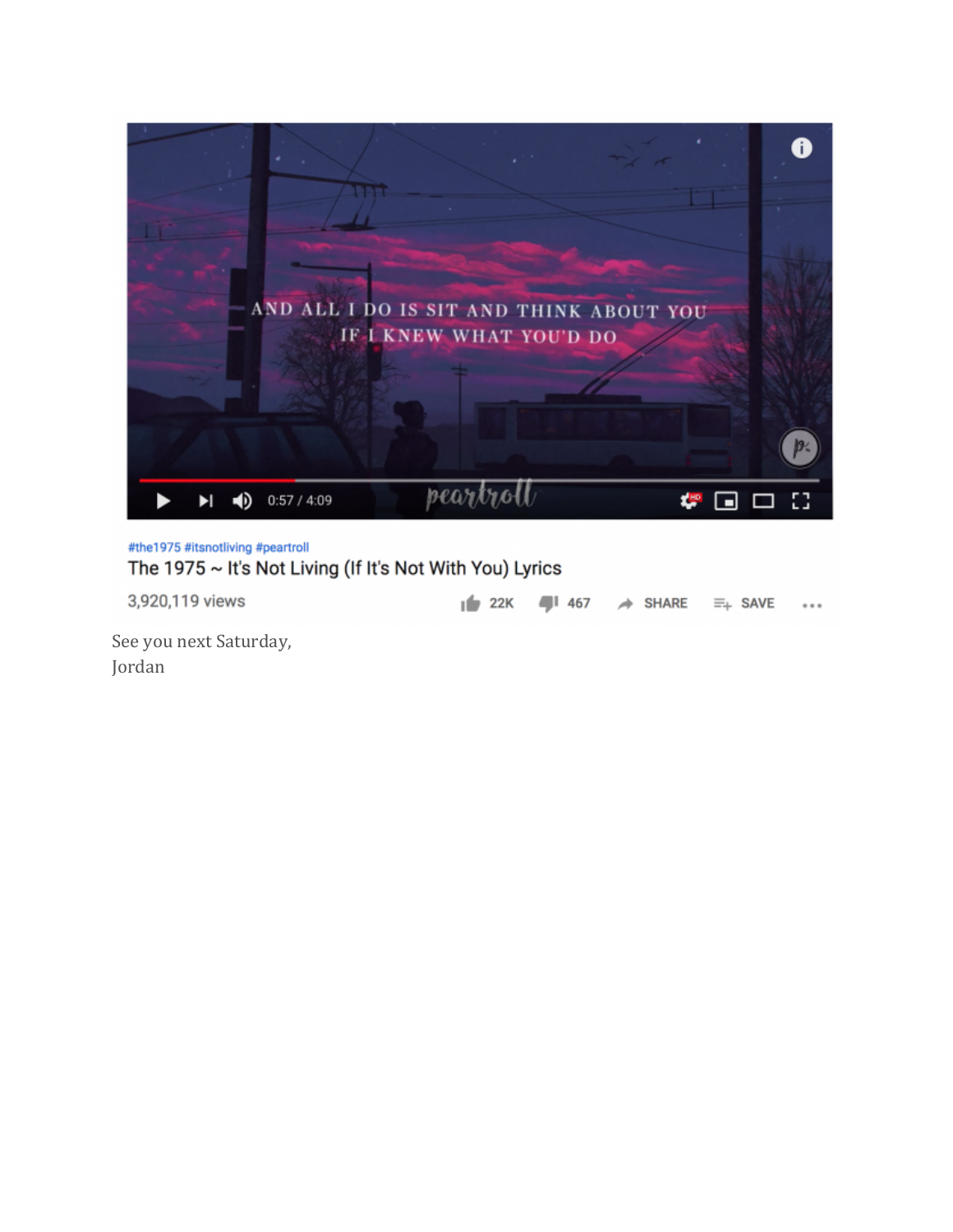AND ALL I DO IS SIT AND THINK ABOUT YOU
IF I KNEW WHAT YOU'D DO

0:57 / 4:09

peartroll

#the1975 #itsnotliving #peartroll

The 1975 ~ It's Not Living (If It's Not With You) Lyrics

3,920,119 views

22K 467 SHARE SAVE ...

See you next Saturday,
Jordan